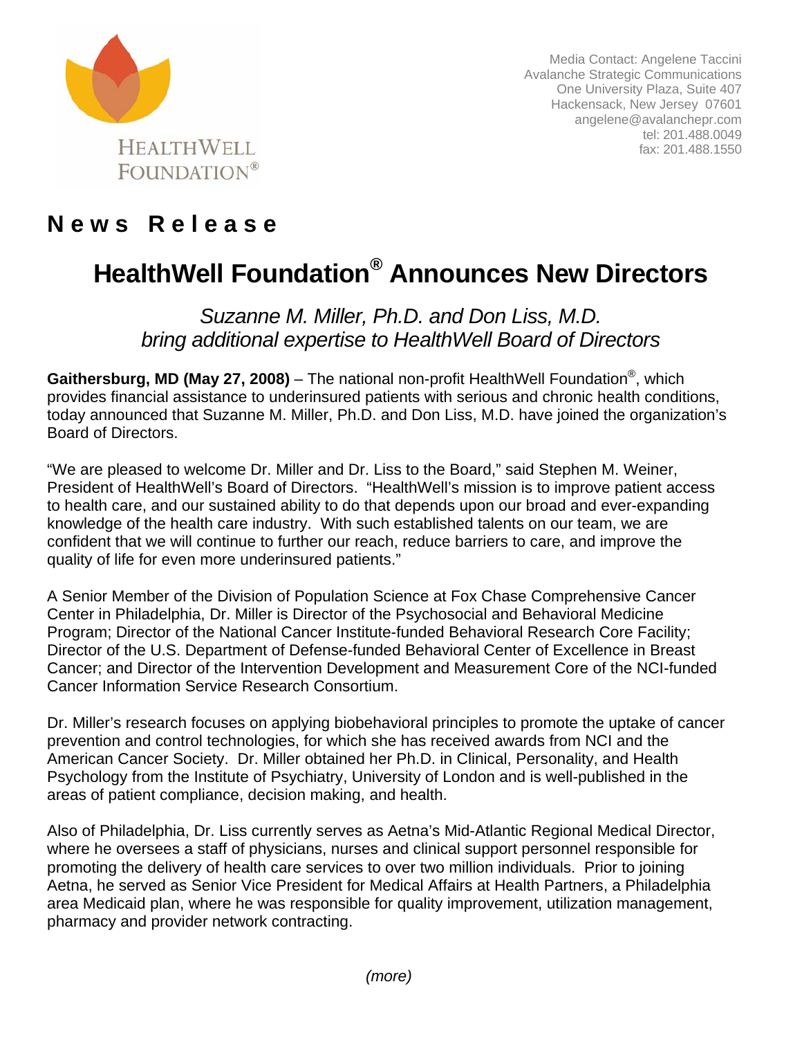HEALTHWELL FOUNDATION®

Media Contact: Angelene Taccini
Avalanche Strategic Communications
One University Plaza, Suite 407
Hackensack, New Jersey 07601
angelene@avalanchepr.com
tel: 201.488.0049
fax: 201.488.1550

## News Release

# HealthWell Foundation® Announces New Directors

*Suzanne M. Miller, Ph.D. and Don Liss, M.D.*
*bring additional expertise to HealthWell Board of Directors*

**Gaithersburg, MD (May 27, 2008)** – The national non-profit HealthWell Foundation®, which provides financial assistance to underinsured patients with serious and chronic health conditions, today announced that Suzanne M. Miller, Ph.D. and Don Liss, M.D. have joined the organization's Board of Directors.

"We are pleased to welcome Dr. Miller and Dr. Liss to the Board," said Stephen M. Weiner, President of HealthWell's Board of Directors. "HealthWell's mission is to improve patient access to health care, and our sustained ability to do that depends upon our broad and ever-expanding knowledge of the health care industry. With such established talents on our team, we are confident that we will continue to further our reach, reduce barriers to care, and improve the quality of life for even more underinsured patients."

A Senior Member of the Division of Population Science at Fox Chase Comprehensive Cancer Center in Philadelphia, Dr. Miller is Director of the Psychosocial and Behavioral Medicine Program; Director of the National Cancer Institute-funded Behavioral Research Core Facility; Director of the U.S. Department of Defense-funded Behavioral Center of Excellence in Breast Cancer; and Director of the Intervention Development and Measurement Core of the NCI-funded Cancer Information Service Research Consortium.

Dr. Miller's research focuses on applying biobehavioral principles to promote the uptake of cancer prevention and control technologies, for which she has received awards from NCI and the American Cancer Society. Dr. Miller obtained her Ph.D. in Clinical, Personality, and Health Psychology from the Institute of Psychiatry, University of London and is well-published in the areas of patient compliance, decision making, and health.

Also of Philadelphia, Dr. Liss currently serves as Aetna's Mid-Atlantic Regional Medical Director, where he oversees a staff of physicians, nurses and clinical support personnel responsible for promoting the delivery of health care services to over two million individuals. Prior to joining Aetna, he served as Senior Vice President for Medical Affairs at Health Partners, a Philadelphia area Medicaid plan, where he was responsible for quality improvement, utilization management, pharmacy and provider network contracting.

*(more)*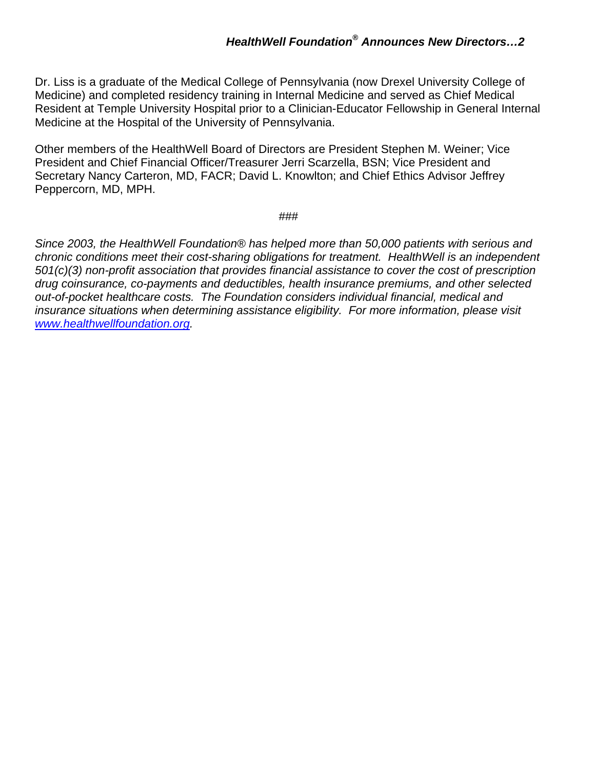Dr. Liss is a graduate of the Medical College of Pennsylvania (now Drexel University College of Medicine) and completed residency training in Internal Medicine and served as Chief Medical Resident at Temple University Hospital prior to a Clinician-Educator Fellowship in General Internal Medicine at the Hospital of the University of Pennsylvania.

Other members of the HealthWell Board of Directors are President Stephen M. Weiner; Vice President and Chief Financial Officer/Treasurer Jerri Scarzella, BSN; Vice President and Secretary Nancy Carteron, MD, FACR; David L. Knowlton; and Chief Ethics Advisor Jeffrey Peppercorn, MD, MPH.

###

*Since 2003, the HealthWell Foundation® has helped more than 50,000 patients with serious and chronic conditions meet their cost-sharing obligations for treatment. HealthWell is an independent 501(c)(3) non-profit association that provides financial assistance to cover the cost of prescription drug coinsurance, co-payments and deductibles, health insurance premiums, and other selected out-of-pocket healthcare costs. The Foundation considers individual financial, medical and insurance situations when determining assistance eligibility. For more information, please visit [www.healthwellfoundation.org](http://www.healthwellfoundation.org).*